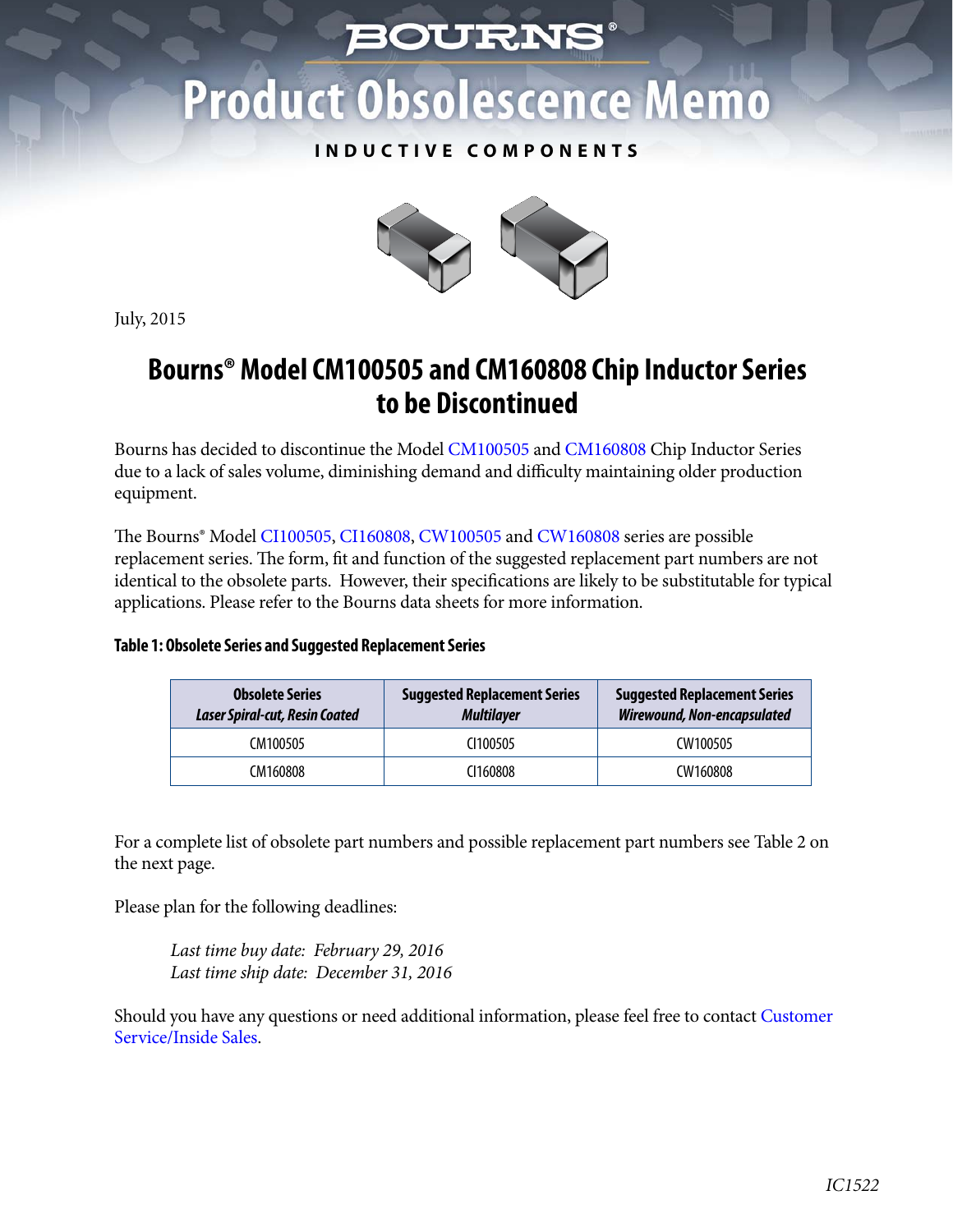# BOURNS®

# Product Obsolescence Memo

INDUCTIVE COMPONENTS

July, 2015

## Bourns® Model CM100505 and CM160808 Chip Inductor Series to be Discontinued

Bourns has decided to discontinue the Model CM100505 and CM160808 Chip Inductor Series due to a lack of sales volume, diminishing demand and difficulty maintaining older production equipment.

The Bourns® Model CI100505, CI160808, CW100505 and CW160808 series are possible replacement series. The form, fit and function of the suggested replacement part numbers are not identical to the obsolete parts. However, their specifications are likely to be substitutable for typical applications. Please refer to the Bourns data sheets for more information.

**Table 1: Obsolete Series and Suggested Replacement Series**

| **Obsolete Series** *Laser Spiral-cut, Resin Coated* | **Suggested Replacement Series** *Multilayer* | **Suggested Replacement Series** *Wirewound, Non-encapsulated* |
|---|---|---|
| CM100505 | CI100505 | CW100505 |
| CM160808 | CI160808 | CW160808 |

For a complete list of obsolete part numbers and possible replacement part numbers see Table 2 on the next page.

Please plan for the following deadlines:

*Last time buy date: February 29, 2016*
*Last time ship date: December 31, 2016*

Should you have any questions or need additional information, please feel free to contact Customer Service/Inside Sales.

*IC1522*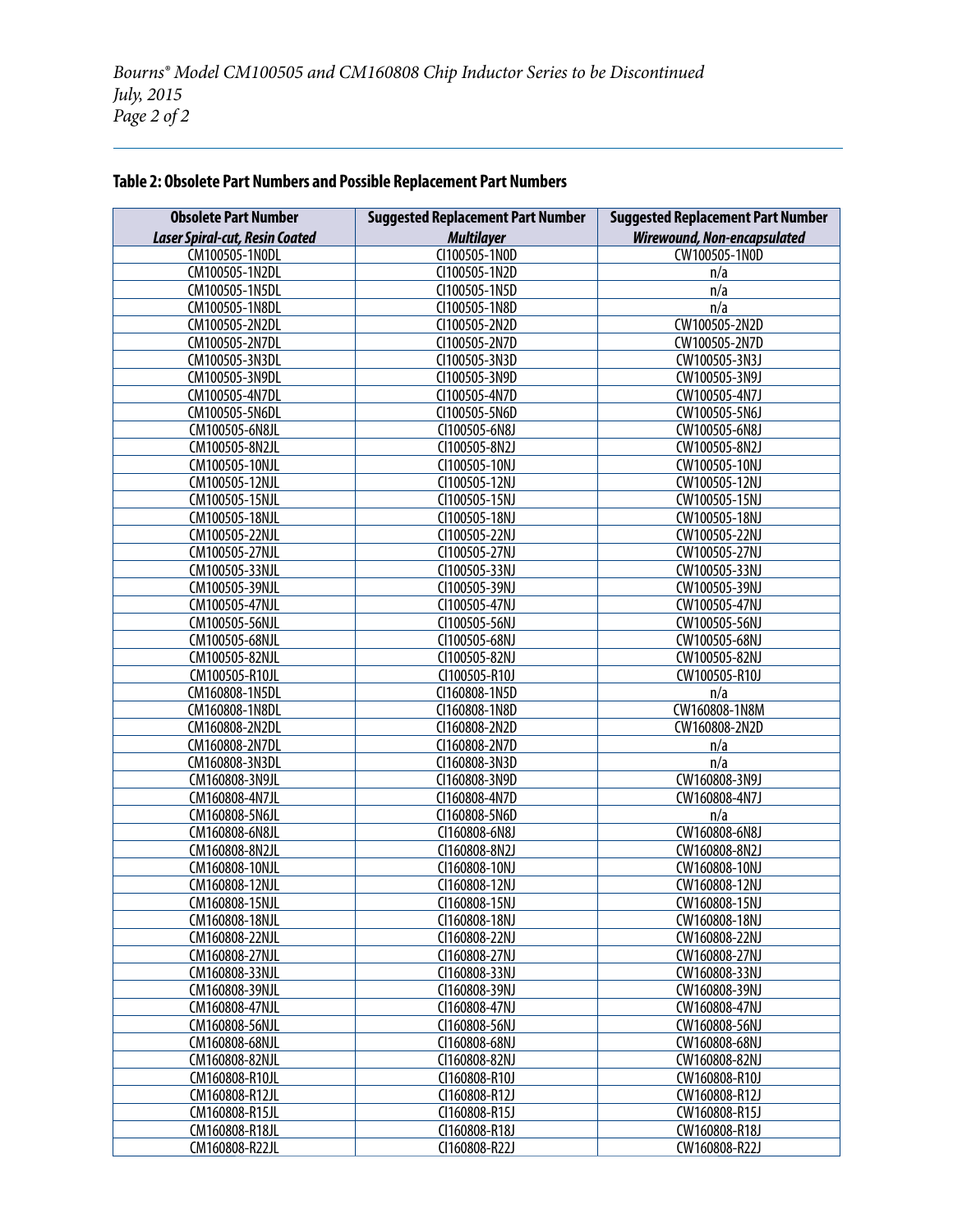## Table 2: Obsolete Part Numbers and Possible Replacement Part Numbers

| Obsolete Part Number *Laser Spiral-cut, Resin Coated* | Suggested Replacement Part Number *Multilayer* | Suggested Replacement Part Number *Wirewound, Non-encapsulated* |
|---|---|---|
| CM100505-1N0DL | CI100505-1N0D | CW100505-1N0D |
| CM100505-1N2DL | CI100505-1N2D | n/a |
| CM100505-1N5DL | CI100505-1N5D | n/a |
| CM100505-1N8DL | CI100505-1N8D | n/a |
| CM100505-2N2DL | CI100505-2N2D | CW100505-2N2D |
| CM100505-2N7DL | CI100505-2N7D | CW100505-2N7D |
| CM100505-3N3DL | CI100505-3N3D | CW100505-3N3J |
| CM100505-3N9DL | CI100505-3N9D | CW100505-3N9J |
| CM100505-4N7DL | CI100505-4N7D | CW100505-4N7J |
| CM100505-5N6DL | CI100505-5N6D | CW100505-5N6J |
| CM100505-6N8JL | CI100505-6N8J | CW100505-6N8J |
| CM100505-8N2JL | CI100505-8N2J | CW100505-8N2J |
| CM100505-10NJL | CI100505-10NJ | CW100505-10NJ |
| CM100505-12NJL | CI100505-12NJ | CW100505-12NJ |
| CM100505-15NJL | CI100505-15NJ | CW100505-15NJ |
| CM100505-18NJL | CI100505-18NJ | CW100505-18NJ |
| CM100505-22NJL | CI100505-22NJ | CW100505-22NJ |
| CM100505-27NJL | CI100505-27NJ | CW100505-27NJ |
| CM100505-33NJL | CI100505-33NJ | CW100505-33NJ |
| CM100505-39NJL | CI100505-39NJ | CW100505-39NJ |
| CM100505-47NJL | CI100505-47NJ | CW100505-47NJ |
| CM100505-56NJL | CI100505-56NJ | CW100505-56NJ |
| CM100505-68NJL | CI100505-68NJ | CW100505-68NJ |
| CM100505-82NJL | CI100505-82NJ | CW100505-82NJ |
| CM100505-R10JL | CI100505-R10J | CW100505-R10J |
| CM160808-1N5DL | CI160808-1N5D | n/a |
| CM160808-1N8DL | CI160808-1N8D | CW160808-1N8M |
| CM160808-2N2DL | CI160808-2N2D | CW160808-2N2D |
| CM160808-2N7DL | CI160808-2N7D | n/a |
| CM160808-3N3DL | CI160808-3N3D | n/a |
| CM160808-3N9JL | CI160808-3N9D | CW160808-3N9J |
| CM160808-4N7JL | CI160808-4N7D | CW160808-4N7J |
| CM160808-5N6JL | CI160808-5N6D | n/a |
| CM160808-6N8JL | CI160808-6N8J | CW160808-6N8J |
| CM160808-8N2JL | CI160808-8N2J | CW160808-8N2J |
| CM160808-10NJL | CI160808-10NJ | CW160808-10NJ |
| CM160808-12NJL | CI160808-12NJ | CW160808-12NJ |
| CM160808-15NJL | CI160808-15NJ | CW160808-15NJ |
| CM160808-18NJL | CI160808-18NJ | CW160808-18NJ |
| CM160808-22NJL | CI160808-22NJ | CW160808-22NJ |
| CM160808-27NJL | CI160808-27NJ | CW160808-27NJ |
| CM160808-33NJL | CI160808-33NJ | CW160808-33NJ |
| CM160808-39NJL | CI160808-39NJ | CW160808-39NJ |
| CM160808-47NJL | CI160808-47NJ | CW160808-47NJ |
| CM160808-56NJL | CI160808-56NJ | CW160808-56NJ |
| CM160808-68NJL | CI160808-68NJ | CW160808-68NJ |
| CM160808-82NJL | CI160808-82NJ | CW160808-82NJ |
| CM160808-R10JL | CI160808-R10J | CW160808-R10J |
| CM160808-R12JL | CI160808-R12J | CW160808-R12J |
| CM160808-R15JL | CI160808-R15J | CW160808-R15J |
| CM160808-R18JL | CI160808-R18J | CW160808-R18J |
| CM160808-R22JL | CI160808-R22J | CW160808-R22J |